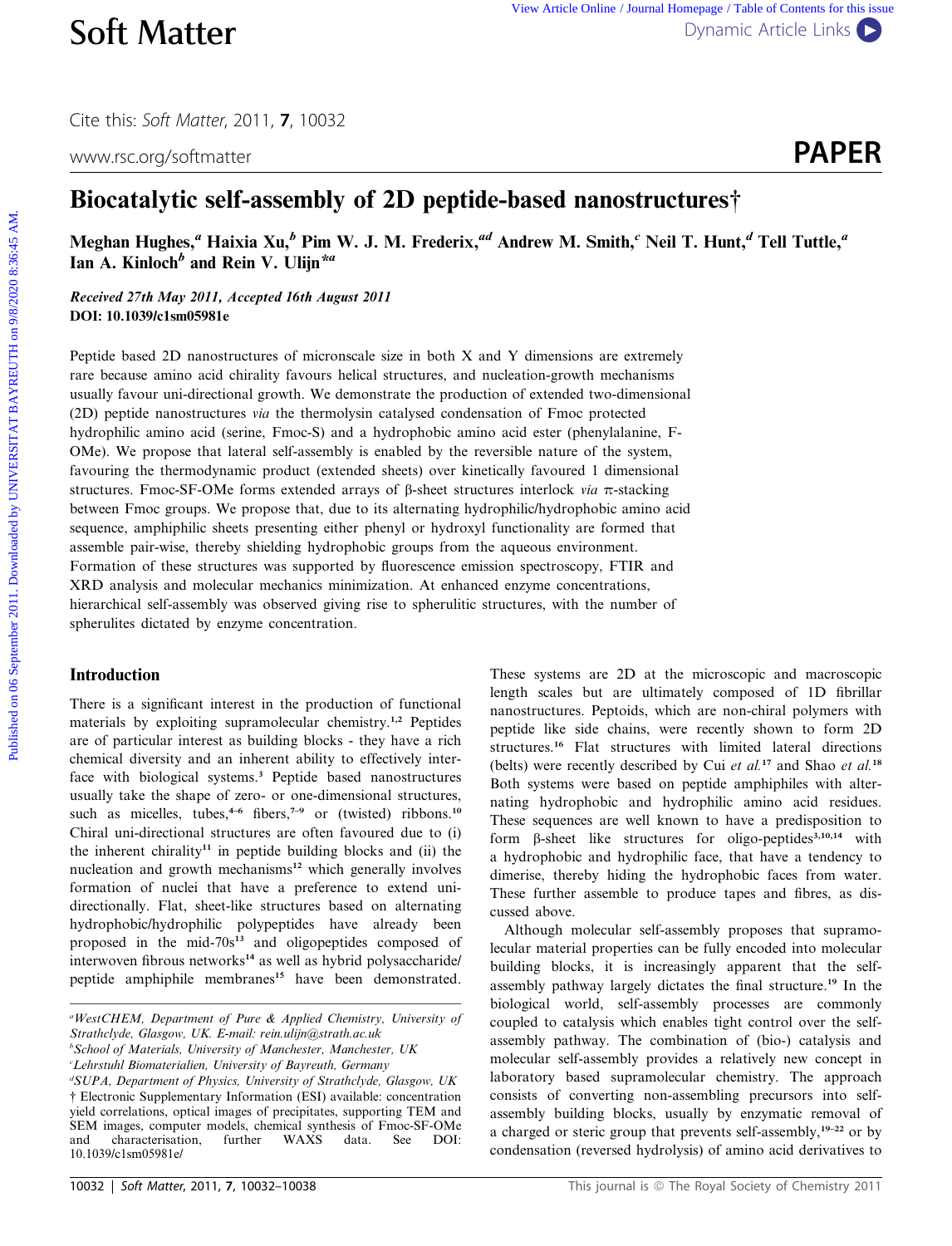# Biocatalytic self-assembly of 2D peptide-based nanostructures†

**Meghan Hughes,[a] Haixia Xu,[b] Pim W. J. M. Frederix,[ad] Andrew M. Smith,[c] Neil T. Hunt,[d] Tell Tuttle,[a] Ian A. Kinloch[b] and Rein V. Ulijn*[a]**

***Received 27th May 2011, Accepted 16th August 2011***
**DOI: 10.1039/c1sm05981e**

Peptide based 2D nanostructures of micronscale size in both X and Y dimensions are extremely rare because amino acid chirality favours helical structures, and nucleation-growth mechanisms usually favour uni-directional growth. We demonstrate the production of extended two-dimensional (2D) peptide nanostructures *via* the thermolysin catalysed condensation of Fmoc protected hydrophilic amino acid (serine, Fmoc-S) and a hydrophobic amino acid ester (phenylalanine, F-OMe). We propose that lateral self-assembly is enabled by the reversible nature of the system, favouring the thermodynamic product (extended sheets) over kinetically favoured 1 dimensional structures. Fmoc-SF-OMe forms extended arrays of β-sheet structures interlock *via* π-stacking between Fmoc groups. We propose that, due to its alternating hydrophilic/hydrophobic amino acid sequence, amphiphilic sheets presenting either phenyl or hydroxyl functionality are formed that assemble pair-wise, thereby shielding hydrophobic groups from the aqueous environment. Formation of these structures was supported by fluorescence emission spectroscopy, FTIR and XRD analysis and molecular mechanics minimization. At enhanced enzyme concentrations, hierarchical self-assembly was observed giving rise to spherulitic structures, with the number of spherulites dictated by enzyme concentration.

## Introduction

There is a significant interest in the production of functional materials by exploiting supramolecular chemistry.[1,2] Peptides are of particular interest as building blocks - they have a rich chemical diversity and an inherent ability to effectively interface with biological systems.[3] Peptide based nanostructures usually take the shape of zero- or one-dimensional structures, such as micelles, tubes,[4–6] fibers,[7–9] or (twisted) ribbons.[10] Chiral uni-directional structures are often favoured due to (i) the inherent chirality[11] in peptide building blocks and (ii) the nucleation and growth mechanisms[12] which generally involves formation of nuclei that have a preference to extend uni-directionally. Flat, sheet-like structures based on alternating hydrophobic/hydrophilic polypeptides have already been proposed in the mid-70s[13] and oligopeptides composed of interwoven fibrous networks[14] as well as hybrid polysaccharide/peptide amphiphile membranes[15] have been demonstrated. These systems are 2D at the microscopic and macroscopic length scales but are ultimately composed of 1D fibrillar nanostructures. Peptoids, which are non-chiral polymers with peptide like side chains, were recently shown to form 2D structures.[16] Flat structures with limited lateral directions (belts) were recently described by Cui *et al.*[17] and Shao *et al.*[18] Both systems were based on peptide amphiphiles with alternating hydrophobic and hydrophilic amino acid residues. These sequences are well known to have a predisposition to form β-sheet like structures for oligo-peptides[3,10,14] with a hydrophobic and hydrophilic face, that have a tendency to dimerise, thereby hiding the hydrophobic faces from water. These further assemble to produce tapes and fibres, as discussed above.

Although molecular self-assembly proposes that supramolecular material properties can be fully encoded into molecular building blocks, it is increasingly apparent that the self-assembly pathway largely dictates the final structure.[19] In the biological world, self-assembly processes are commonly coupled to catalysis which enables tight control over the self-assembly pathway. The combination of (bio-) catalysis and molecular self-assembly provides a relatively new concept in laboratory based supramolecular chemistry. The approach consists of converting non-assembling precursors into self-assembly building blocks, usually by enzymatic removal of a charged or steric group that prevents self-assembly,[19–22] or by condensation (reversed hydrolysis) of amino acid derivatives to

[a] WestCHEM, Department of Pure & Applied Chemistry, University of Strathclyde, Glasgow, UK. E-mail: rein.ulijn@strath.ac.uk
[b] School of Materials, University of Manchester, Manchester, UK
[c] Lehrstuhl Biomaterialien, University of Bayreuth, Germany
[d] SUPA, Department of Physics, University of Strathclyde, Glasgow, UK
† Electronic Supplementary Information (ESI) available: concentration yield correlations, optical images of precipitates, supporting TEM and SEM images, computer models, chemical synthesis of Fmoc-SF-OMe and characterisation, further WAXS data. See DOI: 10.1039/c1sm05981e/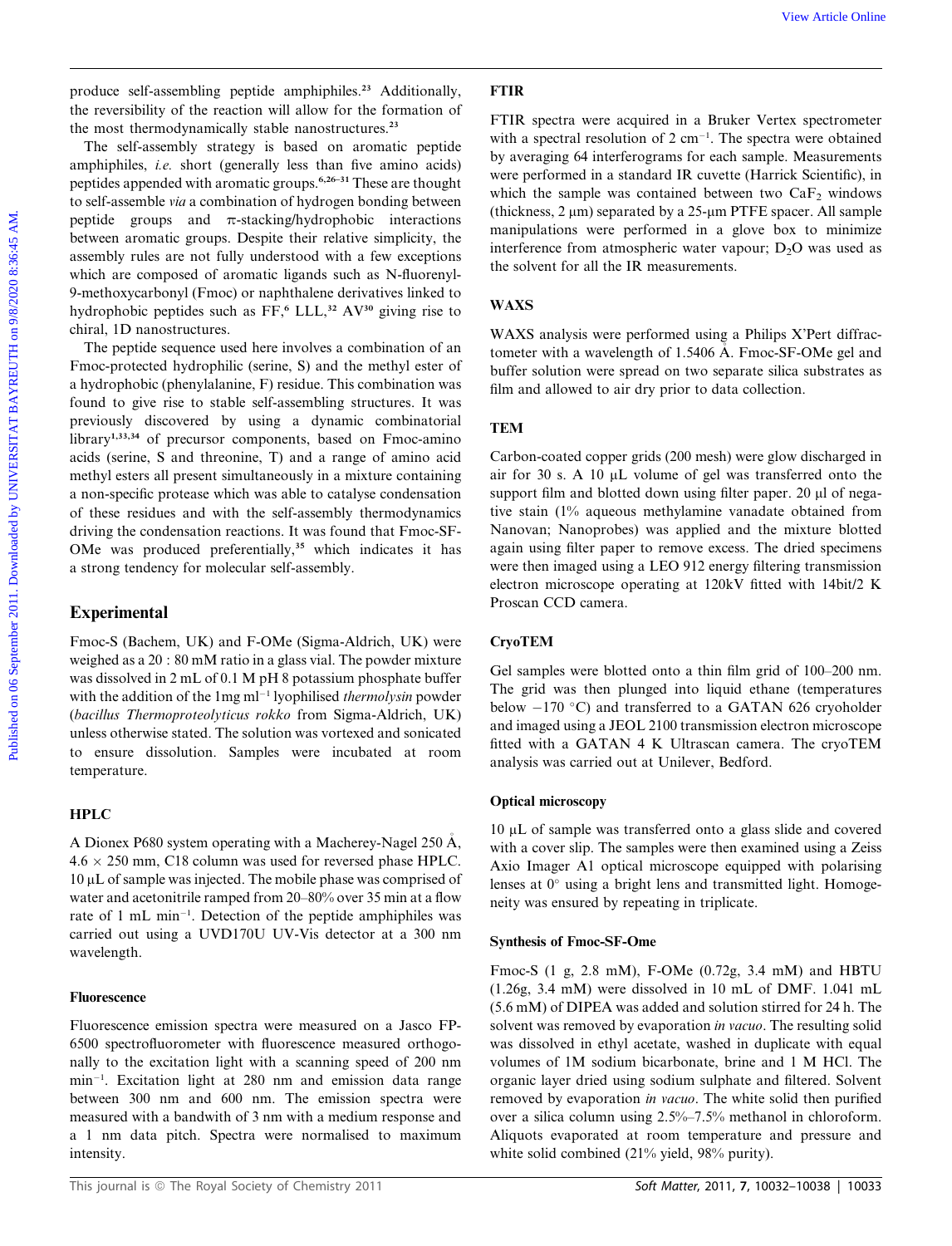produce self-assembling peptide amphiphiles.[23] Additionally, the reversibility of the reaction will allow for the formation of the most thermodynamically stable nanostructures.[23]

The self-assembly strategy is based on aromatic peptide amphiphiles, *i.e.* short (generally less than five amino acids) peptides appended with aromatic groups.[6,26–31] These are thought to self-assemble *via* a combination of hydrogen bonding between peptide groups and π-stacking/hydrophobic interactions between aromatic groups. Despite their relative simplicity, the assembly rules are not fully understood with a few exceptions which are composed of aromatic ligands such as N-fluorenyl-9-methoxycarbonyl (Fmoc) or naphthalene derivatives linked to hydrophobic peptides such as FF,[6] LLL,[32] AV[30] giving rise to chiral, 1D nanostructures.

The peptide sequence used here involves a combination of an Fmoc-protected hydrophilic (serine, S) and the methyl ester of a hydrophobic (phenylalanine, F) residue. This combination was found to give rise to stable self-assembling structures. It was previously discovered by using a dynamic combinatorial library[1,33,34] of precursor components, based on Fmoc-amino acids (serine, S and threonine, T) and a range of amino acid methyl esters all present simultaneously in a mixture containing a non-specific protease which was able to catalyse condensation of these residues and with the self-assembly thermodynamics driving the condensation reactions. It was found that Fmoc-SF-OMe was produced preferentially,[35] which indicates it has a strong tendency for molecular self-assembly.

## Experimental

Fmoc-S (Bachem, UK) and F-OMe (Sigma-Aldrich, UK) were weighed as a 20 : 80 mM ratio in a glass vial. The powder mixture was dissolved in 2 mL of 0.1 M pH 8 potassium phosphate buffer with the addition of the 1mg ml$^{-1}$ lyophilised *thermolysin* powder (*bacillus Thermoproteolyticus rokko* from Sigma-Aldrich, UK) unless otherwise stated. The solution was vortexed and sonicated to ensure dissolution. Samples were incubated at room temperature.

### HPLC

A Dionex P680 system operating with a Macherey-Nagel 250 Å, 4.6 × 250 mm, C18 column was used for reversed phase HPLC. 10 μL of sample was injected. The mobile phase was comprised of water and acetonitrile ramped from 20–80% over 35 min at a flow rate of 1 mL min$^{-1}$. Detection of the peptide amphiphiles was carried out using a UVD170U UV-Vis detector at a 300 nm wavelength.

### Fluorescence

Fluorescence emission spectra were measured on a Jasco FP-6500 spectrofluorometer with fluorescence measured orthogonally to the excitation light with a scanning speed of 200 nm min$^{-1}$. Excitation light at 280 nm and emission data range between 300 nm and 600 nm. The emission spectra were measured with a bandwith of 3 nm with a medium response and a 1 nm data pitch. Spectra were normalised to maximum intensity.

### FTIR

FTIR spectra were acquired in a Bruker Vertex spectrometer with a spectral resolution of 2 cm$^{-1}$. The spectra were obtained by averaging 64 interferograms for each sample. Measurements were performed in a standard IR cuvette (Harrick Scientific), in which the sample was contained between two $CaF_2$ windows (thickness, 2 μm) separated by a 25-μm PTFE spacer. All sample manipulations were performed in a glove box to minimize interference from atmospheric water vapour; $D_2O$ was used as the solvent for all the IR measurements.

### WAXS

WAXS analysis were performed using a Philips X'Pert diffractometer with a wavelength of 1.5406 Å. Fmoc-SF-OMe gel and buffer solution were spread on two separate silica substrates as film and allowed to air dry prior to data collection.

### TEM

Carbon-coated copper grids (200 mesh) were glow discharged in air for 30 s. A 10 μL volume of gel was transferred onto the support film and blotted down using filter paper. 20 μl of negative stain (1% aqueous methylamine vanadate obtained from Nanovan; Nanoprobes) was applied and the mixture blotted again using filter paper to remove excess. The dried specimens were then imaged using a LEO 912 energy filtering transmission electron microscope operating at 120kV fitted with 14bit/2 K Proscan CCD camera.

### CryoTEM

Gel samples were blotted onto a thin film grid of 100–200 nm. The grid was then plunged into liquid ethane (temperatures below −170 °C) and transferred to a GATAN 626 cryoholder and imaged using a JEOL 2100 transmission electron microscope fitted with a GATAN 4 K Ultrascan camera. The cryoTEM analysis was carried out at Unilever, Bedford.

### Optical microscopy

10 μL of sample was transferred onto a glass slide and covered with a cover slip. The samples were then examined using a Zeiss Axio Imager A1 optical microscope equipped with polarising lenses at 0° using a bright lens and transmitted light. Homogeneity was ensured by repeating in triplicate.

### Synthesis of Fmoc-SF-Ome

Fmoc-S (1 g, 2.8 mM), F-OMe (0.72g, 3.4 mM) and HBTU (1.26g, 3.4 mM) were dissolved in 10 mL of DMF. 1.041 mL (5.6 mM) of DIPEA was added and solution stirred for 24 h. The solvent was removed by evaporation *in vacuo*. The resulting solid was dissolved in ethyl acetate, washed in duplicate with equal volumes of 1M sodium bicarbonate, brine and 1 M HCl. The organic layer dried using sodium sulphate and filtered. Solvent removed by evaporation *in vacuo*. The white solid then purified over a silica column using 2.5%–7.5% methanol in chloroform. Aliquots evaporated at room temperature and pressure and white solid combined (21% yield, 98% purity).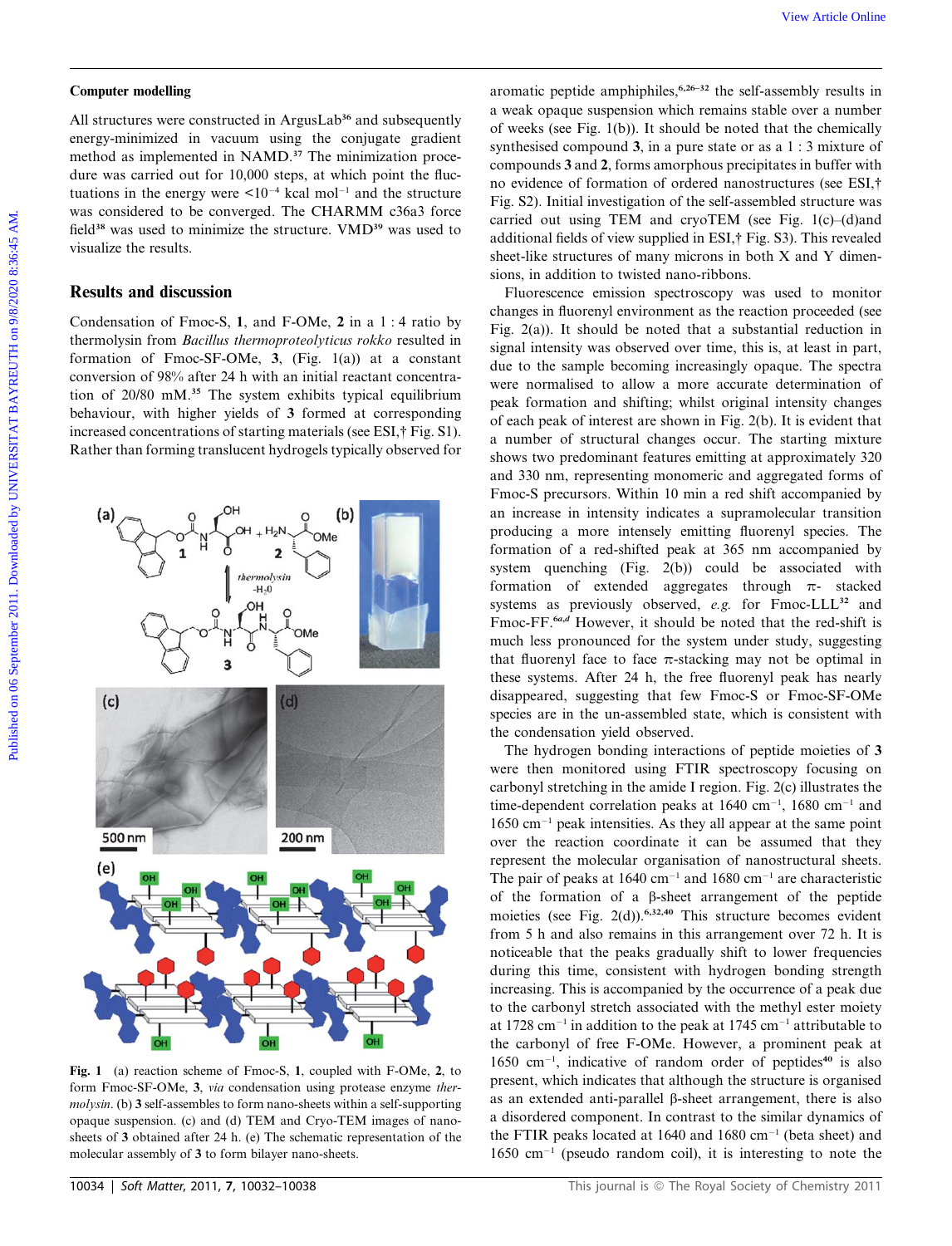## Computer modelling

All structures were constructed in ArgusLab[36] and subsequently energy-minimized in vacuum using the conjugate gradient method as implemented in NAMD.[37] The minimization procedure was carried out for 10,000 steps, at which point the fluctuations in the energy were $<10^{-4}$ kcal mol$^{-1}$ and the structure was considered to be converged. The CHARMM c36a3 force field[38] was used to minimize the structure. VMD[39] was used to visualize the results.

## Results and discussion

Condensation of Fmoc-S, **1**, and F-OMe, **2** in a 1 : 4 ratio by thermolysin from *Bacillus thermoproteolyticus rokko* resulted in formation of Fmoc-SF-OMe, **3**, (Fig. 1(a)) at a constant conversion of 98% after 24 h with an initial reactant concentration of 20/80 mM.[35] The system exhibits typical equilibrium behaviour, with higher yields of **3** formed at corresponding increased concentrations of starting materials (see ESI,† Fig. S1). Rather than forming translucent hydrogels typically observed for aromatic peptide amphiphiles,[6,26–32] the self-assembly results in a weak opaque suspension which remains stable over a number of weeks (see Fig. 1(b)). It should be noted that the chemically synthesised compound **3**, in a pure state or as a 1 : 3 mixture of compounds **3** and **2**, forms amorphous precipitates in buffer with no evidence of formation of ordered nanostructures (see ESI,† Fig. S2). Initial investigation of the self-assembled structure was carried out using TEM and cryoTEM (see Fig. 1(c)–(d)and additional fields of view supplied in ESI,† Fig. S3). This revealed sheet-like structures of many microns in both X and Y dimensions, in addition to twisted nano-ribbons.

Fig. 1 (a) reaction scheme of Fmoc-S, **1**, coupled with F-OMe, **2**, to form Fmoc-SF-OMe, **3**, *via* condensation using protease enzyme *thermolysin*. (b) **3** self-assembles to form nano-sheets within a self-supporting opaque suspension. (c) and (d) TEM and Cryo-TEM images of nanosheets of **3** obtained after 24 h. (e) The schematic representation of the molecular assembly of **3** to form bilayer nano-sheets.

Fluorescence emission spectroscopy was used to monitor changes in fluorenyl environment as the reaction proceeded (see Fig. 2(a)). It should be noted that a substantial reduction in signal intensity was observed over time, this is, at least in part, due to the sample becoming increasingly opaque. The spectra were normalised to allow a more accurate determination of peak formation and shifting; whilst original intensity changes of each peak of interest are shown in Fig. 2(b). It is evident that a number of structural changes occur. The starting mixture shows two predominant features emitting at approximately 320 and 330 nm, representing monomeric and aggregated forms of Fmoc-S precursors. Within 10 min a red shift accompanied by an increase in intensity indicates a supramolecular transition producing a more intensely emitting fluorenyl species. The formation of a red-shifted peak at 365 nm accompanied by system quenching (Fig. 2(b)) could be associated with formation of extended aggregates through π- stacked systems as previously observed, *e.g.* for Fmoc-LLL[32] and Fmoc-FF.[6a,d] However, it should be noted that the red-shift is much less pronounced for the system under study, suggesting that fluorenyl face to face π-stacking may not be optimal in these systems. After 24 h, the free fluorenyl peak has nearly disappeared, suggesting that few Fmoc-S or Fmoc-SF-OMe species are in the un-assembled state, which is consistent with the condensation yield observed.

The hydrogen bonding interactions of peptide moieties of **3** were then monitored using FTIR spectroscopy focusing on carbonyl stretching in the amide I region. Fig. 2(c) illustrates the time-dependent correlation peaks at 1640 cm$^{-1}$, 1680 cm$^{-1}$ and 1650 cm$^{-1}$ peak intensities. As they all appear at the same point over the reaction coordinate it can be assumed that they represent the molecular organisation of nanostructural sheets. The pair of peaks at 1640 cm$^{-1}$ and 1680 cm$^{-1}$ are characteristic of the formation of a β-sheet arrangement of the peptide moieties (see Fig. 2(d)).[6,32,40] This structure becomes evident from 5 h and also remains in this arrangement over 72 h. It is noticeable that the peaks gradually shift to lower frequencies during this time, consistent with hydrogen bonding strength increasing. This is accompanied by the occurrence of a peak due to the carbonyl stretch associated with the methyl ester moiety at 1728 cm$^{-1}$ in addition to the peak at 1745 cm$^{-1}$ attributable to the carbonyl of free F-OMe. However, a prominent peak at 1650 cm$^{-1}$, indicative of random order of peptides[40] is also present, which indicates that although the structure is organised as an extended anti-parallel β-sheet arrangement, there is also a disordered component. In contrast to the similar dynamics of the FTIR peaks located at 1640 and 1680 cm$^{-1}$ (beta sheet) and 1650 cm$^{-1}$ (pseudo random coil), it is interesting to note the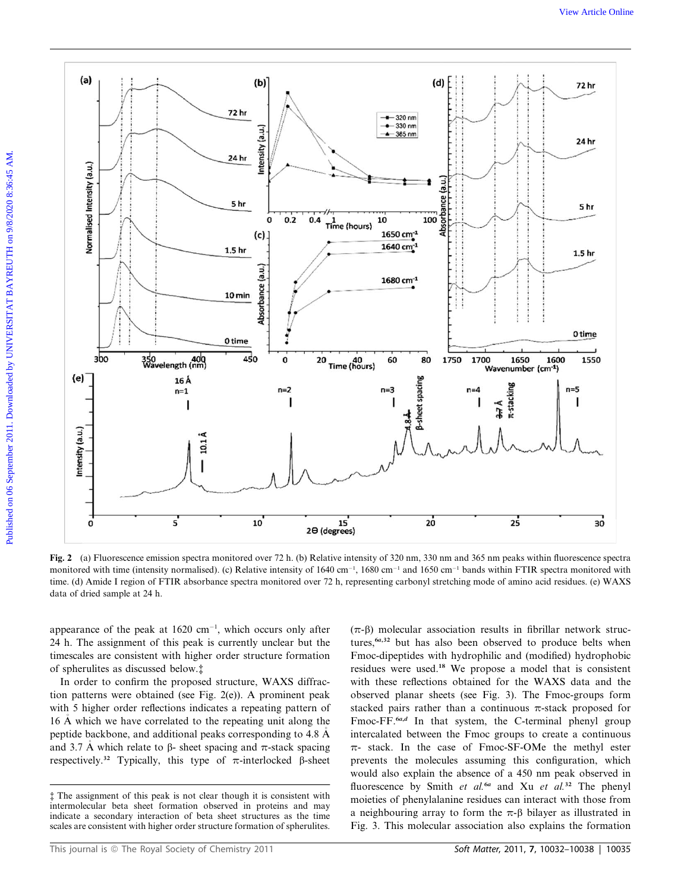**Fig. 2** (a) Fluorescence emission spectra monitored over 72 h. (b) Relative intensity of 320 nm, 330 nm and 365 nm peaks within fluorescence spectra monitored with time (intensity normalised). (c) Relative intensity of 1640 cm$^{-1}$, 1680 cm$^{-1}$ and 1650 cm$^{-1}$ bands within FTIR spectra monitored with time. (d) Amide I region of FTIR absorbance spectra monitored over 72 h, representing carbonyl stretching mode of amino acid residues. (e) WAXS data of dried sample at 24 h.

appearance of the peak at 1620 cm$^{-1}$, which occurs only after 24 h. The assignment of this peak is currently unclear but the timescales are consistent with higher order structure formation of spherulites as discussed below.‡

In order to confirm the proposed structure, WAXS diffraction patterns were obtained (see Fig. 2(e)). A prominent peak with 5 higher order reflections indicates a repeating pattern of 16 Å which we have correlated to the repeating unit along the peptide backbone, and additional peaks corresponding to 4.8 Å and 3.7 Å which relate to β- sheet spacing and π-stack spacing respectively.[32] Typically, this type of π-interlocked β-sheet (π-β) molecular association results in fibrillar network structures,[6a,32] but has also been observed to produce belts when Fmoc-dipeptides with hydrophilic and (modified) hydrophobic residues were used.[18] We propose a model that is consistent with these reflections obtained for the WAXS data and the observed planar sheets (see Fig. 3). The Fmoc-groups form stacked pairs rather than a continuous π-stack proposed for Fmoc-FF.[6a,d] In that system, the C-terminal phenyl group intercalated between the Fmoc groups to create a continuous π- stack. In the case of Fmoc-SF-OMe the methyl ester prevents the molecules assuming this configuration, which would also explain the absence of a 450 nm peak observed in fluorescence by Smith *et al.*[6a] and Xu *et al.*[32] The phenyl moieties of phenylalanine residues can interact with those from a neighbouring array to form the π-β bilayer as illustrated in Fig. 3. This molecular association also explains the formation

‡ The assignment of this peak is not clear though it is consistent with intermolecular beta sheet formation observed in proteins and may indicate a secondary interaction of beta sheet structures as the time scales are consistent with higher order structure formation of spherulites.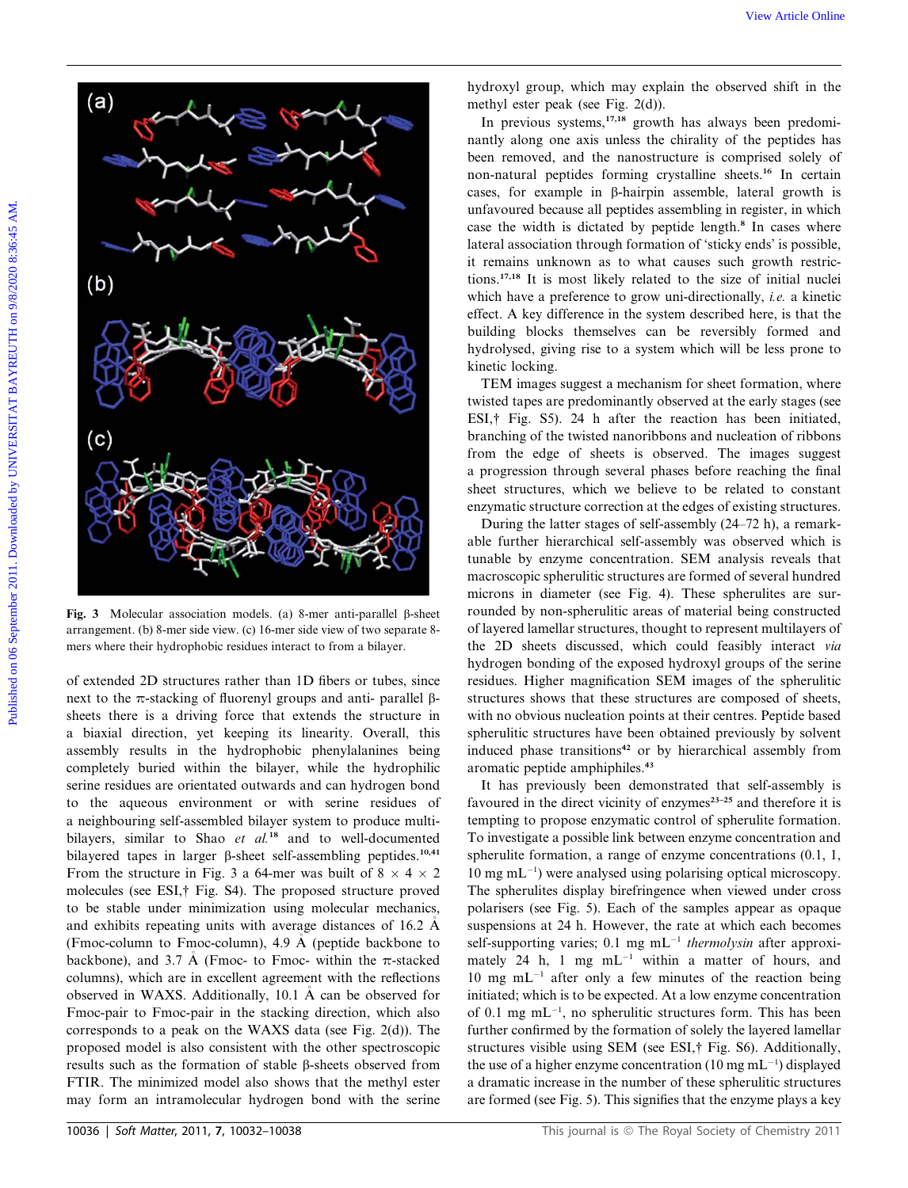Fig. 3 Molecular association models. (a) 8-mer anti-parallel β-sheet arrangement. (b) 8-mer side view. (c) 16-mer side view of two separate 8-mers where their hydrophobic residues interact to from a bilayer.

of extended 2D structures rather than 1D fibers or tubes, since next to the π-stacking of fluorenyl groups and anti- parallel β-sheets there is a driving force that extends the structure in a biaxial direction, yet keeping its linearity. Overall, this assembly results in the hydrophobic phenylalanines being completely buried within the bilayer, while the hydrophilic serine residues are orientated outwards and can hydrogen bond to the aqueous environment or with serine residues of a neighbouring self-assembled bilayer system to produce multi-bilayers, similar to Shao *et al.*[18] and to well-documented bilayered tapes in larger β-sheet self-assembling peptides.[10,41] From the structure in Fig. 3 a 64-mer was built of 8 × 4 × 2 molecules (see ESI,† Fig. S4). The proposed structure proved to be stable under minimization using molecular mechanics, and exhibits repeating units with average distances of 16.2 Å (Fmoc-column to Fmoc-column), 4.9 Å (peptide backbone to backbone), and 3.7 Å (Fmoc- to Fmoc- within the π-stacked columns), which are in excellent agreement with the reflections observed in WAXS. Additionally, 10.1 Å can be observed for Fmoc-pair to Fmoc-pair in the stacking direction, which also corresponds to a peak on the WAXS data (see Fig. 2(d)). The proposed model is also consistent with the other spectroscopic results such as the formation of stable β-sheets observed from FTIR. The minimized model also shows that the methyl ester may form an intramolecular hydrogen bond with the serine hydroxyl group, which may explain the observed shift in the methyl ester peak (see Fig. 2(d)).

In previous systems,[17,18] growth has always been predominantly along one axis unless the chirality of the peptides has been removed, and the nanostructure is comprised solely of non-natural peptides forming crystalline sheets.[16] In certain cases, for example in β-hairpin assemble, lateral growth is unfavoured because all peptides assembling in register, in which case the width is dictated by peptide length.[8] In cases where lateral association through formation of 'sticky ends' is possible, it remains unknown as to what causes such growth restrictions.[17,18] It is most likely related to the size of initial nuclei which have a preference to grow uni-directionally, *i.e.* a kinetic effect. A key difference in the system described here, is that the building blocks themselves can be reversibly formed and hydrolysed, giving rise to a system which will be less prone to kinetic locking.

TEM images suggest a mechanism for sheet formation, where twisted tapes are predominantly observed at the early stages (see ESI,† Fig. S5). 24 h after the reaction has been initiated, branching of the twisted nanoribbons and nucleation of ribbons from the edge of sheets is observed. The images suggest a progression through several phases before reaching the final sheet structures, which we believe to be related to constant enzymatic structure correction at the edges of existing structures.

During the latter stages of self-assembly (24–72 h), a remarkable further hierarchical self-assembly was observed which is tunable by enzyme concentration. SEM analysis reveals that macroscopic spherulitic structures are formed of several hundred microns in diameter (see Fig. 4). These spherulites are surrounded by non-spherulitic areas of material being constructed of layered lamellar structures, thought to represent multilayers of the 2D sheets discussed, which could feasibly interact *via* hydrogen bonding of the exposed hydroxyl groups of the serine residues. Higher magnification SEM images of the spherulitic structures shows that these structures are composed of sheets, with no obvious nucleation points at their centres. Peptide based spherulitic structures have been obtained previously by solvent induced phase transitions[42] or by hierarchical assembly from aromatic peptide amphiphiles.[43]

It has previously been demonstrated that self-assembly is favoured in the direct vicinity of enzymes[23–25] and therefore it is tempting to propose enzymatic control of spherulite formation. To investigate a possible link between enzyme concentration and spherulite formation, a range of enzyme concentrations (0.1, 1, 10 mg mL$^{-1}$) were analysed using polarising optical microscopy. The spherulites display birefringence when viewed under cross polarisers (see Fig. 5). Each of the samples appear as opaque suspensions at 24 h. However, the rate at which each becomes self-supporting varies; 0.1 mg mL$^{-1}$ *thermolysin* after approximately 24 h, 1 mg mL$^{-1}$ within a matter of hours, and 10 mg mL$^{-1}$ after only a few minutes of the reaction being initiated; which is to be expected. At a low enzyme concentration of 0.1 mg mL$^{-1}$, no spherulitic structures form. This has been further confirmed by the formation of solely the layered lamellar structures visible using SEM (see ESI,† Fig. S6). Additionally, the use of a higher enzyme concentration (10 mg mL$^{-1}$) displayed a dramatic increase in the number of these spherulitic structures are formed (see Fig. 5). This signifies that the enzyme plays a key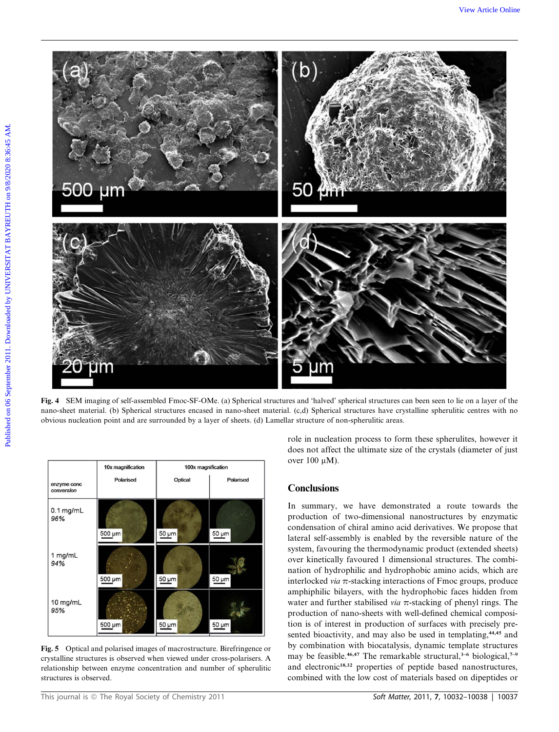Fig. 4 SEM imaging of self-assembled Fmoc-SF-OMe. (a) Spherical structures and 'halved' spherical structures can been seen to lie on a layer of the nano-sheet material. (b) Spherical structures encased in nano-sheet material. (c,d) Spherical structures have crystalline spherulitic centres with no obvious nucleation point and are surrounded by a layer of sheets. (d) Lamellar structure of non-spherulitic areas.

| enzyme conc *conversion* | 10x magnification Polarised | 100x magnification Optical | Polarised |
|---|---|---|---|
| 0.1 mg/mL *96%* | 500 µm | 50 µm | 50 µm |
| 1 mg/mL *94%* | 500 µm | 50 µm | 50 µm |
| 10 mg/mL *95%* | 500 µm | 50 µm | 50 µm |

Fig. 5 Optical and polarised images of macrostructure. Birefringence or crystalline structures is observed when viewed under cross-polarisers. A relationship between enzyme concentration and number of spherulitic structures is observed.

role in nucleation process to form these spherulites, however it does not affect the ultimate size of the crystals (diameter of just over 100 μM).

## Conclusions

In summary, we have demonstrated a route towards the production of two-dimensional nanostructures by enzymatic condensation of chiral amino acid derivatives. We propose that lateral self-assembly is enabled by the reversible nature of the system, favouring the thermodynamic product (extended sheets) over kinetically favoured 1 dimensional structures. The combination of hydrophilic and hydrophobic amino acids, which are interlocked *via* π-stacking interactions of Fmoc groups, produce amphiphilic bilayers, with the hydrophobic faces hidden from water and further stabilised *via* π-stacking of phenyl rings. The production of nano-sheets with well-defined chemical composition is of interest in production of surfaces with precisely presented bioactivity, and may also be used in templating,[44,45] and by combination with biocatalysis, dynamic template structures may be feasible.[46,47] The remarkable structural,[3–6] biological,[7–9] and electronic[18,32] properties of peptide based nanostructures, combined with the low cost of materials based on dipeptides or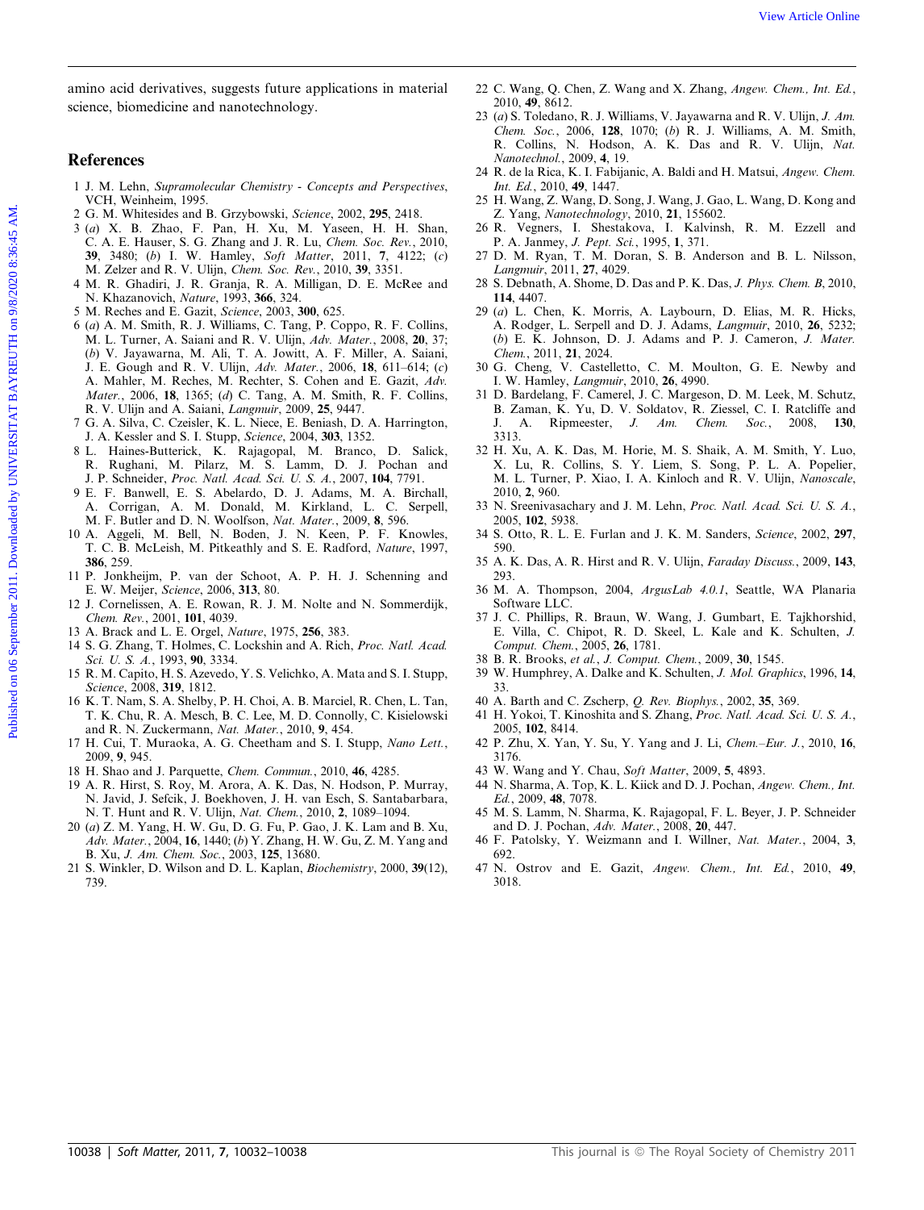amino acid derivatives, suggests future applications in material science, biomedicine and nanotechnology.

## References

1 J. M. Lehn, *Supramolecular Chemistry - Concepts and Perspectives*, VCH, Weinheim, 1995.
2 G. M. Whitesides and B. Grzybowski, *Science*, 2002, **295**, 2418.
3 (*a*) X. B. Zhao, F. Pan, H. Xu, M. Yaseen, H. H. Shan, C. A. E. Hauser, S. G. Zhang and J. R. Lu, *Chem. Soc. Rev.*, 2010, **39**, 3480; (*b*) I. W. Hamley, *Soft Matter*, 2011, **7**, 4122; (*c*) M. Zelzer and R. V. Ulijn, *Chem. Soc. Rev.*, 2010, **39**, 3351.
4 M. R. Ghadiri, J. R. Granja, R. A. Milligan, D. E. McRee and N. Khazanovich, *Nature*, 1993, **366**, 324.
5 M. Reches and E. Gazit, *Science*, 2003, **300**, 625.
6 (*a*) A. M. Smith, R. J. Williams, C. Tang, P. Coppo, R. F. Collins, M. L. Turner, A. Saiani and R. V. Ulijn, *Adv. Mater.*, 2008, **20**, 37; (*b*) V. Jayawarna, M. Ali, T. A. Jowitt, A. F. Miller, A. Saiani, J. E. Gough and R. V. Ulijn, *Adv. Mater.*, 2006, **18**, 611–614; (*c*) A. Mahler, M. Reches, M. Rechter, S. Cohen and E. Gazit, *Adv. Mater.*, 2006, **18**, 1365; (*d*) C. Tang, A. M. Smith, R. F. Collins, R. V. Ulijn and A. Saiani, *Langmuir*, 2009, **25**, 9447.
7 G. A. Silva, C. Czeisler, K. L. Niece, E. Beniash, D. A. Harrington, J. A. Kessler and S. I. Stupp, *Science*, 2004, **303**, 1352.
8 L. Haines-Butterick, K. Rajagopal, M. Branco, D. Salick, R. Rughani, M. Pilarz, M. S. Lamm, D. J. Pochan and J. P. Schneider, *Proc. Natl. Acad. Sci. U. S. A.*, 2007, **104**, 7791.
9 E. F. Banwell, E. S. Abelardo, D. J. Adams, M. A. Birchall, A. Corrigan, A. M. Donald, M. Kirkland, L. C. Serpell, M. F. Butler and D. N. Woolfson, *Nat. Mater.*, 2009, **8**, 596.
10 A. Aggeli, M. Bell, N. Boden, J. N. Keen, P. F. Knowles, T. C. B. McLeish, M. Pitkeathly and S. E. Radford, *Nature*, 1997, **386**, 259.
11 P. Jonkheijm, P. van der Schoot, A. P. H. J. Schenning and E. W. Meijer, *Science*, 2006, **313**, 80.
12 J. Cornelissen, A. E. Rowan, R. J. M. Nolte and N. Sommerdijk, *Chem. Rev.*, 2001, **101**, 4039.
13 A. Brack and L. E. Orgel, *Nature*, 1975, **256**, 383.
14 S. G. Zhang, T. Holmes, C. Lockshin and A. Rich, *Proc. Natl. Acad. Sci. U. S. A.*, 1993, **90**, 3334.
15 R. M. Capito, H. S. Azevedo, Y. S. Velichko, A. Mata and S. I. Stupp, *Science*, 2008, **319**, 1812.
16 K. T. Nam, S. A. Shelby, P. H. Choi, A. B. Marciel, R. Chen, L. Tan, T. K. Chu, R. A. Mesch, B. C. Lee, M. D. Connolly, C. Kisielowski and R. N. Zuckermann, *Nat. Mater.*, 2010, **9**, 454.
17 H. Cui, T. Muraoka, A. G. Cheetham and S. I. Stupp, *Nano Lett.*, 2009, **9**, 945.
18 H. Shao and J. Parquette, *Chem. Commun.*, 2010, **46**, 4285.
19 A. R. Hirst, S. Roy, M. Arora, A. K. Das, N. Hodson, P. Murray, N. Javid, J. Sefcik, J. Boekhoven, J. H. van Esch, S. Santabarbara, N. T. Hunt and R. V. Ulijn, *Nat. Chem.*, 2010, **2**, 1089–1094.
20 (*a*) Z. M. Yang, H. W. Gu, D. G. Fu, P. Gao, J. K. Lam and B. Xu, *Adv. Mater.*, 2004, **16**, 1440; (*b*) Y. Zhang, H. W. Gu, Z. M. Yang and B. Xu, *J. Am. Chem. Soc.*, 2003, **125**, 13680.
21 S. Winkler, D. Wilson and D. L. Kaplan, *Biochemistry*, 2000, **39**(12), 739.
22 C. Wang, Q. Chen, Z. Wang and X. Zhang, *Angew. Chem., Int. Ed.*, 2010, **49**, 8612.
23 (*a*) S. Toledano, R. J. Williams, V. Jayawarna and R. V. Ulijn, *J. Am. Chem. Soc.*, 2006, **128**, 1070; (*b*) R. J. Williams, A. M. Smith, R. Collins, N. Hodson, A. K. Das and R. V. Ulijn, *Nat. Nanotechnol.*, 2009, **4**, 19.
24 R. de la Rica, K. I. Fabijanic, A. Baldi and H. Matsui, *Angew. Chem. Int. Ed.*, 2010, **49**, 1447.
25 H. Wang, Z. Wang, D. Song, J. Wang, J. Gao, L. Wang, D. Kong and Z. Yang, *Nanotechnology*, 2010, **21**, 155602.
26 R. Vegners, I. Shestakova, I. Kalvinsh, R. M. Ezzell and P. A. Janmey, *J. Pept. Sci.*, 1995, **1**, 371.
27 D. M. Ryan, T. M. Doran, S. B. Anderson and B. L. Nilsson, *Langmuir*, 2011, **27**, 4029.
28 S. Debnath, A. Shome, D. Das and P. K. Das, *J. Phys. Chem. B*, 2010, **114**, 4407.
29 (*a*) L. Chen, K. Morris, A. Laybourn, D. Elias, M. R. Hicks, A. Rodger, L. Serpell and D. J. Adams, *Langmuir*, 2010, **26**, 5232; (*b*) E. K. Johnson, D. J. Adams and P. J. Cameron, *J. Mater. Chem.*, 2011, **21**, 2024.
30 G. Cheng, V. Castelletto, C. M. Moulton, G. E. Newby and I. W. Hamley, *Langmuir*, 2010, **26**, 4990.
31 D. Bardelang, F. Camerel, J. C. Margeson, D. M. Leek, M. Schutz, B. Zaman, K. Yu, D. V. Soldatov, R. Ziessel, C. I. Ratcliffe and J. A. Ripmeester, *J. Am. Chem. Soc.*, 2008, **130**, 3313.
32 H. Xu, A. K. Das, M. Horie, M. S. Shaik, A. M. Smith, Y. Luo, X. Lu, R. Collins, S. Y. Liem, S. Song, P. L. A. Popelier, M. L. Turner, P. Xiao, I. A. Kinloch and R. V. Ulijn, *Nanoscale*, 2010, **2**, 960.
33 N. Sreenivasachary and J. M. Lehn, *Proc. Natl. Acad. Sci. U. S. A.*, 2005, **102**, 5938.
34 S. Otto, R. L. E. Furlan and J. K. M. Sanders, *Science*, 2002, **297**, 590.
35 A. K. Das, A. R. Hirst and R. V. Ulijn, *Faraday Discuss.*, 2009, **143**, 293.
36 M. A. Thompson, 2004, *ArgusLab 4.0.1*, Seattle, WA Planaria Software LLC.
37 J. C. Phillips, R. Braun, W. Wang, J. Gumbart, E. Tajkhorshid, E. Villa, C. Chipot, R. D. Skeel, L. Kale and K. Schulten, *J. Comput. Chem.*, 2005, **26**, 1781.
38 B. R. Brooks, *et al.*, *J. Comput. Chem.*, 2009, **30**, 1545.
39 W. Humphrey, A. Dalke and K. Schulten, *J. Mol. Graphics*, 1996, **14**, 33.
40 A. Barth and C. Zscherp, *Q. Rev. Biophys.*, 2002, **35**, 369.
41 H. Yokoi, T. Kinoshita and S. Zhang, *Proc. Natl. Acad. Sci. U. S. A.*, 2005, **102**, 8414.
42 P. Zhu, X. Yan, Y. Su, Y. Yang and J. Li, *Chem.–Eur. J.*, 2010, **16**, 3176.
43 W. Wang and Y. Chau, *Soft Matter*, 2009, **5**, 4893.
44 N. Sharma, A. Top, K. L. Kiick and D. J. Pochan, *Angew. Chem., Int. Ed.*, 2009, **48**, 7078.
45 M. S. Lamm, N. Sharma, K. Rajagopal, F. L. Beyer, J. P. Schneider and D. J. Pochan, *Adv. Mater.*, 2008, **20**, 447.
46 F. Patolsky, Y. Weizmann and I. Willner, *Nat. Mater.*, 2004, **3**, 692.
47 N. Ostrov and E. Gazit, *Angew. Chem., Int. Ed.*, 2010, **49**, 3018.